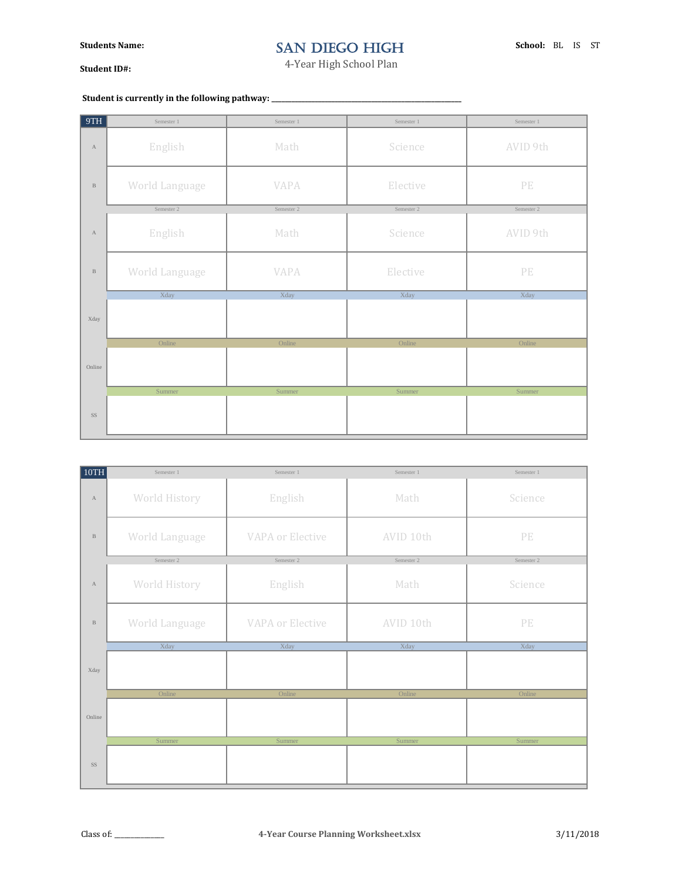**Students Name:**

# SAN DIEGO HIGH

4-Year High School Plan

**School:** BL IS ST

**Student ID#:**

**Student is currently in the following pathway:** ________________________________________

| 9TH | Semester 1 | Semester 1 | Semester 1 | Semester 1 |
|---|---|---|---|---|
| A | English | Math | Science | AVID 9th |
| B | World Language | VAPA | Elective | PE |
| | Semester 2 | Semester 2 | Semester 2 | Semester 2 |
| A | English | Math | Science | AVID 9th |
| B | World Language | VAPA | Elective | PE |
| | Xday | Xday | Xday | Xday |
| Xday | | | | |
| | Online | Online | Online | Online |
| Online | | | | |
| | Summer | Summer | Summer | Summer |
| SS | | | | |

| 10TH | Semester 1 | Semester 1 | Semester 1 | Semester 1 |
|---|---|---|---|---|
| A | World History | English | Math | Science |
| B | World Language | VAPA or Elective | AVID 10th | PE |
| | Semester 2 | Semester 2 | Semester 2 | Semester 2 |
| A | World History | English | Math | Science |
| B | World Language | VAPA or Elective | AVID 10th | PE |
| | Xday | Xday | Xday | Xday |
| Xday | | | | |
| | Online | Online | Online | Online |
| Online | | | | |
| | Summer | Summer | Summer | Summer |
| SS | | | | |

Class of: ____________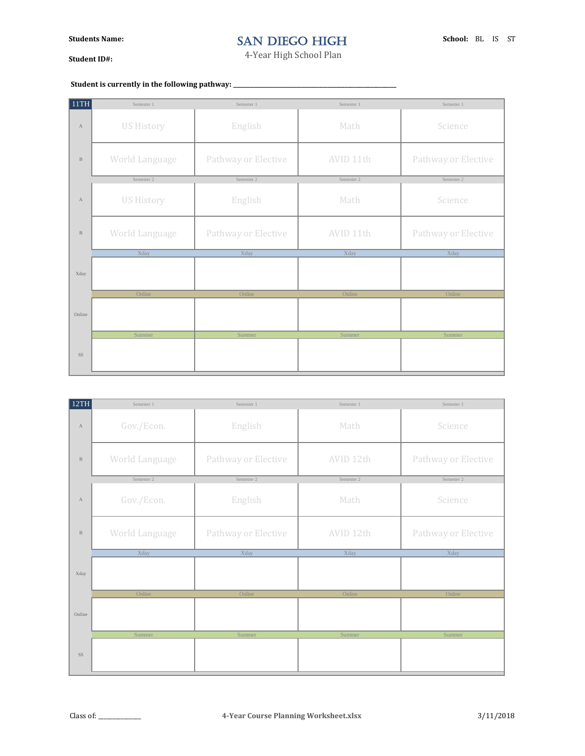**Students Name:**

# SAN DIEGO HIGH

4-Year High School Plan

**School:** BL IS ST

**Student ID#:**

**Student is currently in the following pathway:** ______________________________

| 11TH | Semester 1 | Semester 1 | Semester 1 | Semester 1 |
|---|---|---|---|---|
| A | US History | English | Math | Science |
| B | World Language | Pathway or Elective | AVID 11th | Pathway or Elective |
| | Semester 2 | Semester 2 | Semester 2 | Semester 2 |
| A | US History | English | Math | Science |
| B | World Language | Pathway or Elective | AVID 11th | Pathway or Elective |
| | Xday | Xday | Xday | Xday |
| Xday | | | | |
| | Online | Online | Online | Online |
| Online | | | | |
| | Summer | Summer | Summer | Summer |
| SS | | | | |

| 12TH | Semester 1 | Semester 1 | Semester 1 | Semester 1 |
|---|---|---|---|---|
| A | Gov./Econ. | English | Math | Science |
| B | World Language | Pathway or Elective | AVID 12th | Pathway or Elective |
| | Semester 2 | Semester 2 | Semester 2 | Semester 2 |
| A | Gov./Econ. | English | Math | Science |
| B | World Language | Pathway or Elective | AVID 12th | Pathway or Elective |
| | Xday | Xday | Xday | Xday |
| Xday | | | | |
| | Online | Online | Online | Online |
| Online | | | | |
| | Summer | Summer | Summer | Summer |
| SS | | | | |

Class of: ____________